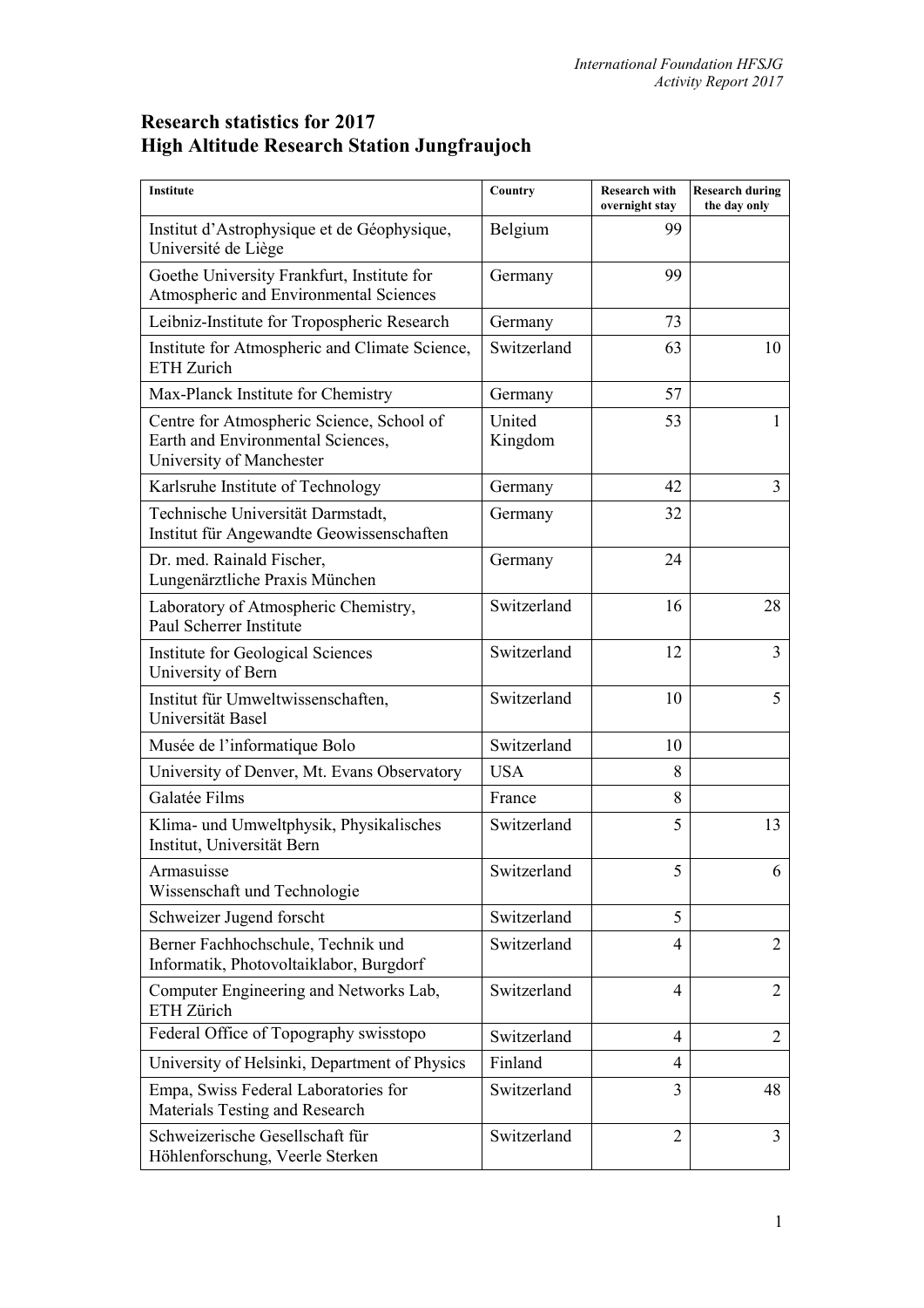# Research statistics for 2017
# High Altitude Research Station Jungfraujoch

| Institute | Country | Research with overnight stay | Research during the day only |
|---|---|---|---|
| Institut d'Astrophysique et de Géophysique, Université de Liège | Belgium | 99 | |
| Goethe University Frankfurt, Institute for Atmospheric and Environmental Sciences | Germany | 99 | |
| Leibniz-Institute for Tropospheric Research | Germany | 73 | |
| Institute for Atmospheric and Climate Science, ETH Zurich | Switzerland | 63 | 10 |
| Max-Planck Institute for Chemistry | Germany | 57 | |
| Centre for Atmospheric Science, School of Earth and Environmental Sciences, University of Manchester | United Kingdom | 53 | 1 |
| Karlsruhe Institute of Technology | Germany | 42 | 3 |
| Technische Universität Darmstadt, Institut für Angewandte Geowissenschaften | Germany | 32 | |
| Dr. med. Rainald Fischer, Lungenärztliche Praxis München | Germany | 24 | |
| Laboratory of Atmospheric Chemistry, Paul Scherrer Institute | Switzerland | 16 | 28 |
| Institute for Geological Sciences University of Bern | Switzerland | 12 | 3 |
| Institut für Umweltwissenschaften, Universität Basel | Switzerland | 10 | 5 |
| Musée de l'informatique Bolo | Switzerland | 10 | |
| University of Denver, Mt. Evans Observatory | USA | 8 | |
| Galatée Films | France | 8 | |
| Klima- und Umweltphysik, Physikalisches Institut, Universität Bern | Switzerland | 5 | 13 |
| Armasuisse Wissenschaft und Technologie | Switzerland | 5 | 6 |
| Schweizer Jugend forscht | Switzerland | 5 | |
| Berner Fachhochschule, Technik und Informatik, Photovoltaiklabor, Burgdorf | Switzerland | 4 | 2 |
| Computer Engineering and Networks Lab, ETH Zürich | Switzerland | 4 | 2 |
| Federal Office of Topography swisstopo | Switzerland | 4 | 2 |
| University of Helsinki, Department of Physics | Finland | 4 | |
| Empa, Swiss Federal Laboratories for Materials Testing and Research | Switzerland | 3 | 48 |
| Schweizerische Gesellschaft für Höhlenforschung, Veerle Sterken | Switzerland | 2 | 3 |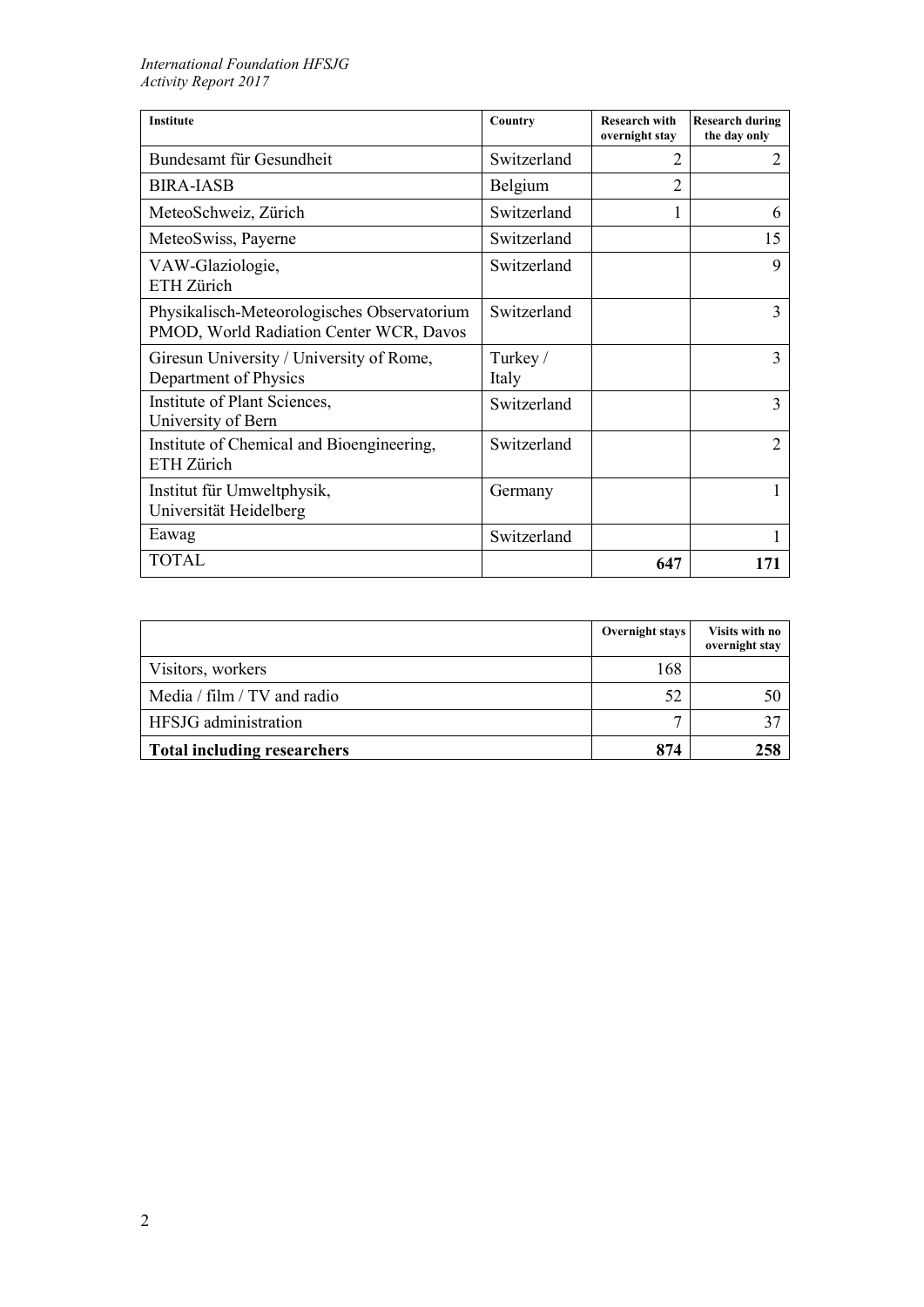| Institute | Country | Research with overnight stay | Research during the day only |
|---|---|---|---|
| Bundesamt für Gesundheit | Switzerland | 2 | 2 |
| BIRA-IASB | Belgium | 2 | |
| MeteoSchweiz, Zürich | Switzerland | 1 | 6 |
| MeteoSwiss, Payerne | Switzerland | | 15 |
| VAW-Glaziologie, ETH Zürich | Switzerland | | 9 |
| Physikalisch-Meteorologisches Observatorium PMOD, World Radiation Center WCR, Davos | Switzerland | | 3 |
| Giresun University / University of Rome, Department of Physics | Turkey / Italy | | 3 |
| Institute of Plant Sciences, University of Bern | Switzerland | | 3 |
| Institute of Chemical and Bioengineering, ETH Zürich | Switzerland | | 2 |
| Institut für Umweltphysik, Universität Heidelberg | Germany | | 1 |
| Eawag | Switzerland | | 1 |
| TOTAL | | **647** | **171** |

| | Overnight stays | Visits with no overnight stay |
|---|---|---|
| Visitors, workers | 168 | |
| Media / film / TV and radio | 52 | 50 |
| HFSJG administration | 7 | 37 |
| **Total including researchers** | **874** | **258** |